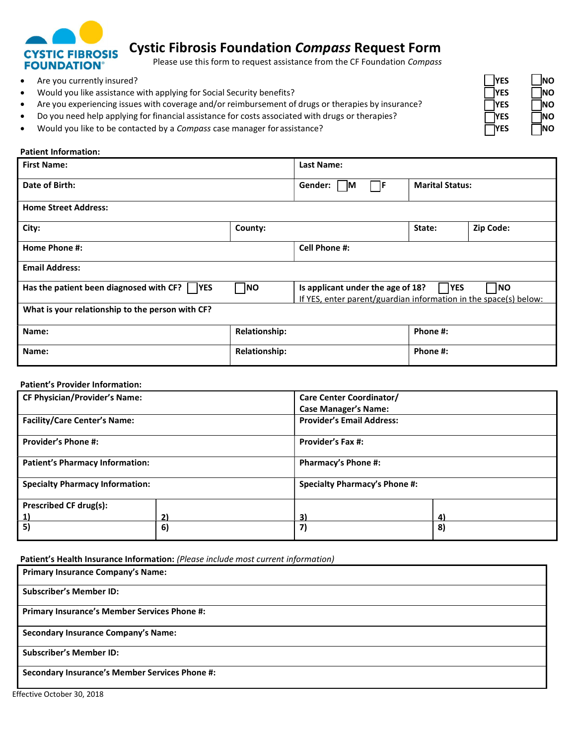# Cystic Fibrosis Foundation *Compass* Request Form

Please use this form to request assistance from the CF Foundation *Compass*

| Question | | |
|---|---|---|
| Are you currently insured? | ☐ YES | ☐ NO |
| Would you like assistance with applying for Social Security benefits? | ☐ YES | ☐ NO |
| Are you experiencing issues with coverage and/or reimbursement of drugs or therapies by insurance? | ☐ YES | ☐ NO |
| Do you need help applying for financial assistance for costs associated with drugs or therapies? | ☐ YES | ☐ NO |
| Would you like to be contacted by a *Compass* case manager for assistance? | ☐ YES | ☐ NO |

**Patient Information:**

| | | | |
|---|---|---|---|
| **First Name:** | | **Last Name:** | |
| **Date of Birth:** | | **Gender:** ☐ M ☐ F | **Marital Status:** |
| **Home Street Address:** | | | |
| **City:** | **County:** | **State:** | **Zip Code:** |
| **Home Phone #:** | | **Cell Phone #:** | |
| **Email Address:** | | | |
| **Has the patient been diagnosed with CF?** ☐ YES ☐ NO | | **Is applicant under the age of 18?** ☐ YES ☐ NO<br>If YES, enter parent/guardian information in the space(s) below: | |
| **What is your relationship to the person with CF?** | | | |
| **Name:** | **Relationship:** | **Phone #:** | |
| **Name:** | **Relationship:** | **Phone #:** | |

**Patient's Provider Information:**

| | | | |
|---|---|---|---|
| **CF Physician/Provider's Name:** | | **Care Center Coordinator/ Case Manager's Name:** | |
| **Facility/Care Center's Name:** | | **Provider's Email Address:** | |
| **Provider's Phone #:** | | **Provider's Fax #:** | |
| **Patient's Pharmacy Information:** | | **Pharmacy's Phone #:** | |
| **Specialty Pharmacy Information:** | | **Specialty Pharmacy's Phone #:** | |
| **Prescribed CF drug(s):**<br>**1)** | **2)** | **3)** | **4)** |
| **5)** | **6)** | **7)** | **8)** |

**Patient's Health Insurance Information:** *(Please include most current information)*

| |
|---|
| **Primary Insurance Company's Name:** |
| **Subscriber's Member ID:** |
| **Primary Insurance's Member Services Phone #:** |
| **Secondary Insurance Company's Name:** |
| **Subscriber's Member ID:** |
| **Secondary Insurance's Member Services Phone #:** |

Effective October 30, 2018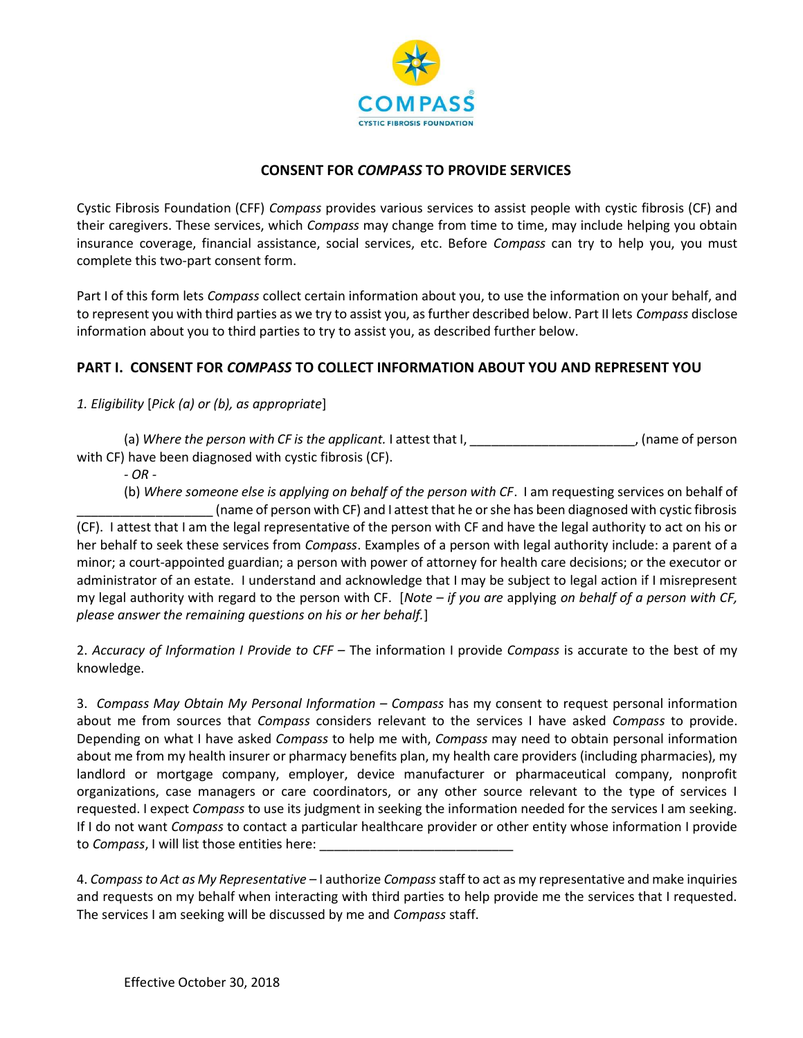## CONSENT FOR *COMPASS* TO PROVIDE SERVICES

Cystic Fibrosis Foundation (CFF) *Compass* provides various services to assist people with cystic fibrosis (CF) and their caregivers. These services, which *Compass* may change from time to time, may include helping you obtain insurance coverage, financial assistance, social services, etc. Before *Compass* can try to help you, you must complete this two-part consent form.

Part I of this form lets *Compass* collect certain information about you, to use the information on your behalf, and to represent you with third parties as we try to assist you, as further described below. Part II lets *Compass* disclose information about you to third parties to try to assist you, as described further below.

### PART I. CONSENT FOR *COMPASS* TO COLLECT INFORMATION ABOUT YOU AND REPRESENT YOU

*1. Eligibility* [*Pick (a) or (b), as appropriate*]

(a) *Where the person with CF is the applicant.* I attest that I, ______________________, (name of person with CF) have been diagnosed with cystic fibrosis (CF).

*- OR -*

(b) *Where someone else is applying on behalf of the person with CF*. I am requesting services on behalf of __________________ (name of person with CF) and I attest that he or she has been diagnosed with cystic fibrosis (CF). I attest that I am the legal representative of the person with CF and have the legal authority to act on his or her behalf to seek these services from *Compass*. Examples of a person with legal authority include: a parent of a minor; a court-appointed guardian; a person with power of attorney for health care decisions; or the executor or administrator of an estate. I understand and acknowledge that I may be subject to legal action if I misrepresent my legal authority with regard to the person with CF. [*Note – if you are* applying *on behalf of a person with CF, please answer the remaining questions on his or her behalf.*]

2. *Accuracy of Information I Provide to CFF* – The information I provide *Compass* is accurate to the best of my knowledge.

3. *Compass May Obtain My Personal Information* – *Compass* has my consent to request personal information about me from sources that *Compass* considers relevant to the services I have asked *Compass* to provide. Depending on what I have asked *Compass* to help me with, *Compass* may need to obtain personal information about me from my health insurer or pharmacy benefits plan, my health care providers (including pharmacies), my landlord or mortgage company, employer, device manufacturer or pharmaceutical company, nonprofit organizations, case managers or care coordinators, or any other source relevant to the type of services I requested. I expect *Compass* to use its judgment in seeking the information needed for the services I am seeking. If I do not want *Compass* to contact a particular healthcare provider or other entity whose information I provide to *Compass*, I will list those entities here: __________________________

4. *Compass to Act as My Representative* – I authorize *Compass* staff to act as my representative and make inquiries and requests on my behalf when interacting with third parties to help provide me the services that I requested. The services I am seeking will be discussed by me and *Compass* staff.

Effective October 30, 2018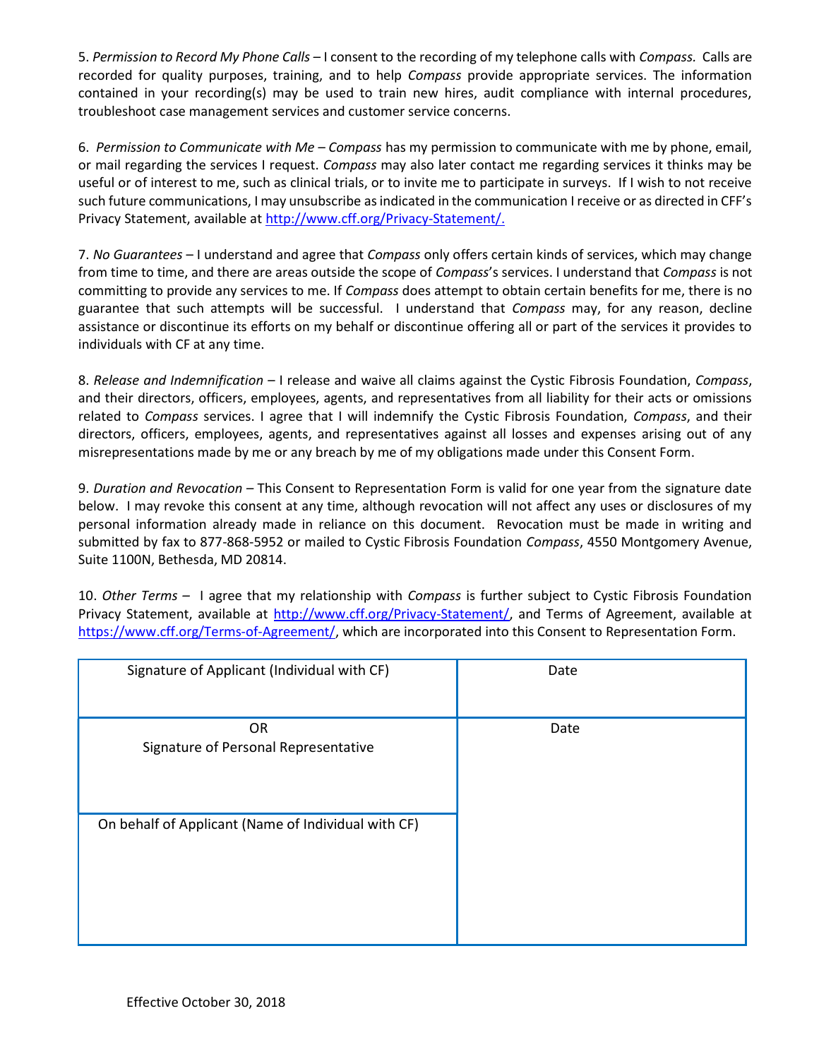5. *Permission to Record My Phone Calls* – I consent to the recording of my telephone calls with *Compass.* Calls are recorded for quality purposes, training, and to help *Compass* provide appropriate services. The information contained in your recording(s) may be used to train new hires, audit compliance with internal procedures, troubleshoot case management services and customer service concerns.

6. *Permission to Communicate with Me* – *Compass* has my permission to communicate with me by phone, email, or mail regarding the services I request. *Compass* may also later contact me regarding services it thinks may be useful or of interest to me, such as clinical trials, or to invite me to participate in surveys. If I wish to not receive such future communications, I may unsubscribe as indicated in the communication I receive or as directed in CFF's Privacy Statement, available at [http://www.cff.org/Privacy-Statement/.](http://www.cff.org/Privacy-Statement/)

7. *No Guarantees* – I understand and agree that *Compass* only offers certain kinds of services, which may change from time to time, and there are areas outside the scope of *Compass*'s services. I understand that *Compass* is not committing to provide any services to me. If *Compass* does attempt to obtain certain benefits for me, there is no guarantee that such attempts will be successful. I understand that *Compass* may, for any reason, decline assistance or discontinue its efforts on my behalf or discontinue offering all or part of the services it provides to individuals with CF at any time.

8. *Release and Indemnification* – I release and waive all claims against the Cystic Fibrosis Foundation, *Compass*, and their directors, officers, employees, agents, and representatives from all liability for their acts or omissions related to *Compass* services. I agree that I will indemnify the Cystic Fibrosis Foundation, *Compass*, and their directors, officers, employees, agents, and representatives against all losses and expenses arising out of any misrepresentations made by me or any breach by me of my obligations made under this Consent Form.

9. *Duration and Revocation* – This Consent to Representation Form is valid for one year from the signature date below. I may revoke this consent at any time, although revocation will not affect any uses or disclosures of my personal information already made in reliance on this document. Revocation must be made in writing and submitted by fax to 877-868-5952 or mailed to Cystic Fibrosis Foundation *Compass*, 4550 Montgomery Avenue, Suite 1100N, Bethesda, MD 20814.

10. *Other Terms* – I agree that my relationship with *Compass* is further subject to Cystic Fibrosis Foundation Privacy Statement, available at [http://www.cff.org/Privacy-Statement/](http://www.cff.org/Privacy-Statement/), and Terms of Agreement, available at [https://www.cff.org/Terms-of-Agreement/](https://www.cff.org/Terms-of-Agreement/), which are incorporated into this Consent to Representation Form.

| Signature of Applicant (Individual with CF) | Date |
|---|---|
| OR<br>Signature of Personal Representative | Date |
| On behalf of Applicant (Name of Individual with CF) | |

Effective October 30, 2018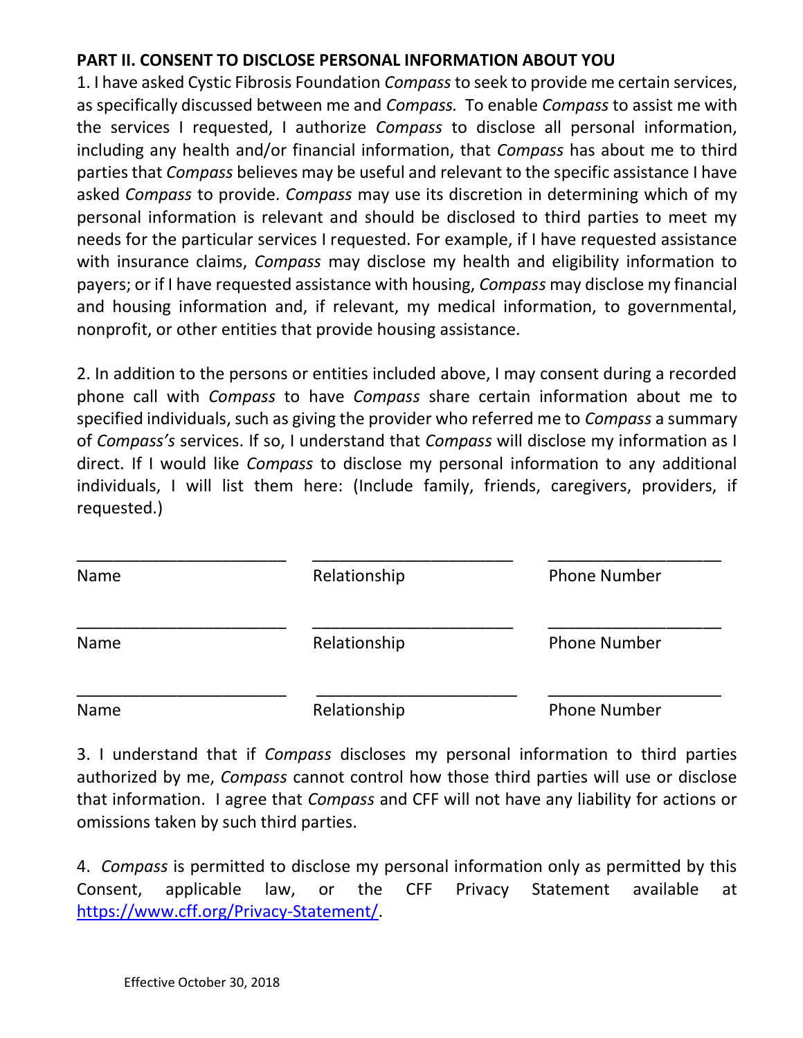## PART II. CONSENT TO DISCLOSE PERSONAL INFORMATION ABOUT YOU

1. I have asked Cystic Fibrosis Foundation *Compass* to seek to provide me certain services, as specifically discussed between me and *Compass.* To enable *Compass* to assist me with the services I requested, I authorize *Compass* to disclose all personal information, including any health and/or financial information, that *Compass* has about me to third parties that *Compass* believes may be useful and relevant to the specific assistance I have asked *Compass* to provide. *Compass* may use its discretion in determining which of my personal information is relevant and should be disclosed to third parties to meet my needs for the particular services I requested. For example, if I have requested assistance with insurance claims, *Compass* may disclose my health and eligibility information to payers; or if I have requested assistance with housing, *Compass* may disclose my financial and housing information and, if relevant, my medical information, to governmental, nonprofit, or other entities that provide housing assistance.

2. In addition to the persons or entities included above, I may consent during a recorded phone call with *Compass* to have *Compass* share certain information about me to specified individuals, such as giving the provider who referred me to *Compass* a summary of *Compass's* services. If so, I understand that *Compass* will disclose my information as I direct. If I would like *Compass* to disclose my personal information to any additional individuals, I will list them here: (Include family, friends, caregivers, providers, if requested.)

| \_\_\_\_\_\_\_\_\_\_\_\_\_\_\_\_\_\_\_\_ | \_\_\_\_\_\_\_\_\_\_\_\_\_\_\_\_\_\_\_\_ | \_\_\_\_\_\_\_\_\_\_\_\_\_\_\_\_\_\_\_\_ |
|---|---|---|
| Name | Relationship | Phone Number |
| \_\_\_\_\_\_\_\_\_\_\_\_\_\_\_\_\_\_\_\_ | \_\_\_\_\_\_\_\_\_\_\_\_\_\_\_\_\_\_\_\_ | \_\_\_\_\_\_\_\_\_\_\_\_\_\_\_\_\_\_\_\_ |
| Name | Relationship | Phone Number |
| \_\_\_\_\_\_\_\_\_\_\_\_\_\_\_\_\_\_\_\_ | \_\_\_\_\_\_\_\_\_\_\_\_\_\_\_\_\_\_\_\_ | \_\_\_\_\_\_\_\_\_\_\_\_\_\_\_\_\_\_\_\_ |
| Name | Relationship | Phone Number |

3. I understand that if *Compass* discloses my personal information to third parties authorized by me, *Compass* cannot control how those third parties will use or disclose that information. I agree that *Compass* and CFF will not have any liability for actions or omissions taken by such third parties.

4. *Compass* is permitted to disclose my personal information only as permitted by this Consent, applicable law, or the CFF Privacy Statement available at https://www.cff.org/Privacy-Statement/.

Effective October 30, 2018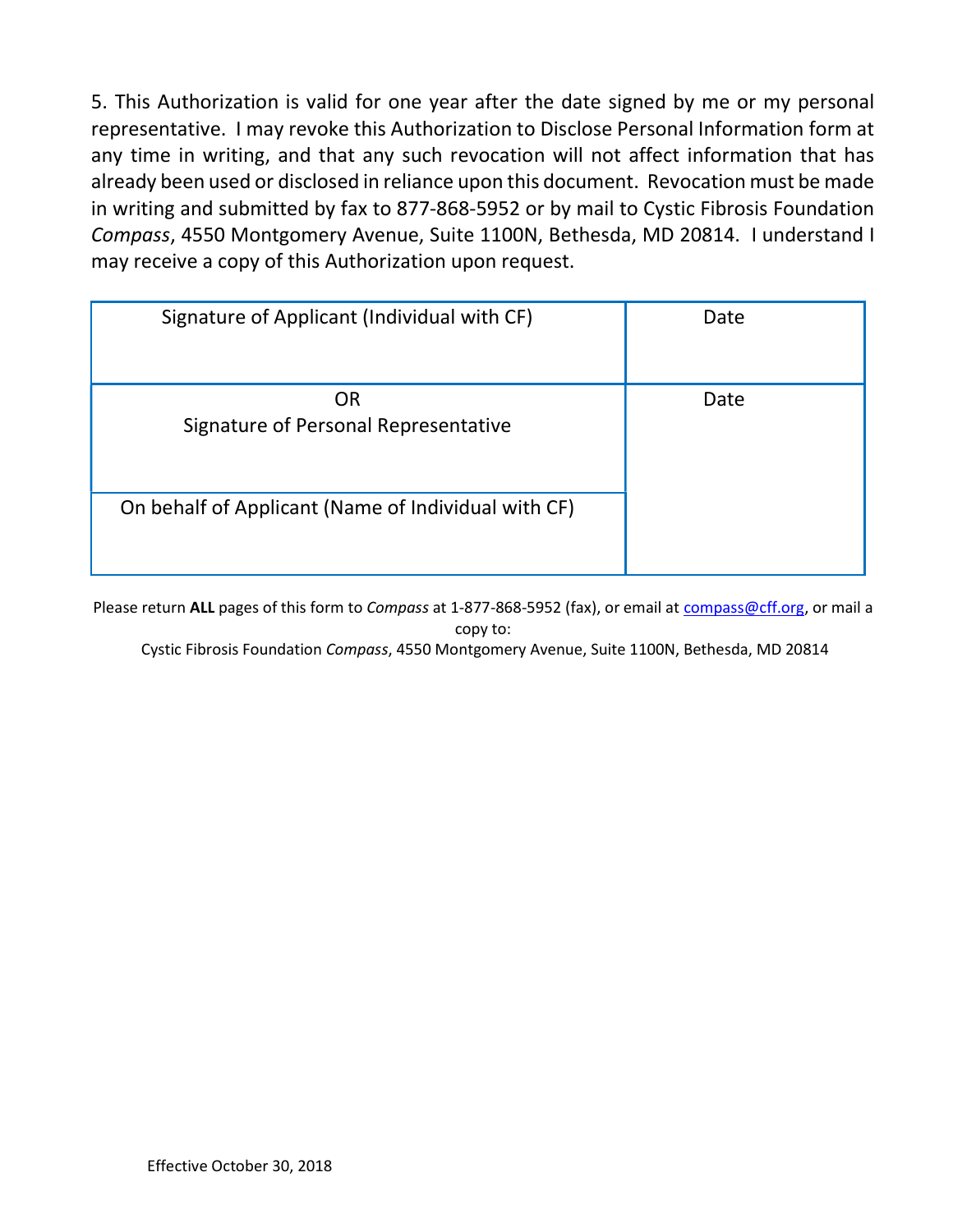5. This Authorization is valid for one year after the date signed by me or my personal representative. I may revoke this Authorization to Disclose Personal Information form at any time in writing, and that any such revocation will not affect information that has already been used or disclosed in reliance upon this document. Revocation must be made in writing and submitted by fax to 877-868-5952 or by mail to Cystic Fibrosis Foundation *Compass*, 4550 Montgomery Avenue, Suite 1100N, Bethesda, MD 20814. I understand I may receive a copy of this Authorization upon request.

| | |
|---|---|
| Signature of Applicant (Individual with CF) | Date |
| OR<br>Signature of Personal Representative | Date |
| On behalf of Applicant (Name of Individual with CF) | |

Please return **ALL** pages of this form to *Compass* at 1-877-868-5952 (fax), or email at compass@cff.org, or mail a copy to:

Cystic Fibrosis Foundation *Compass*, 4550 Montgomery Avenue, Suite 1100N, Bethesda, MD 20814

Effective October 30, 2018